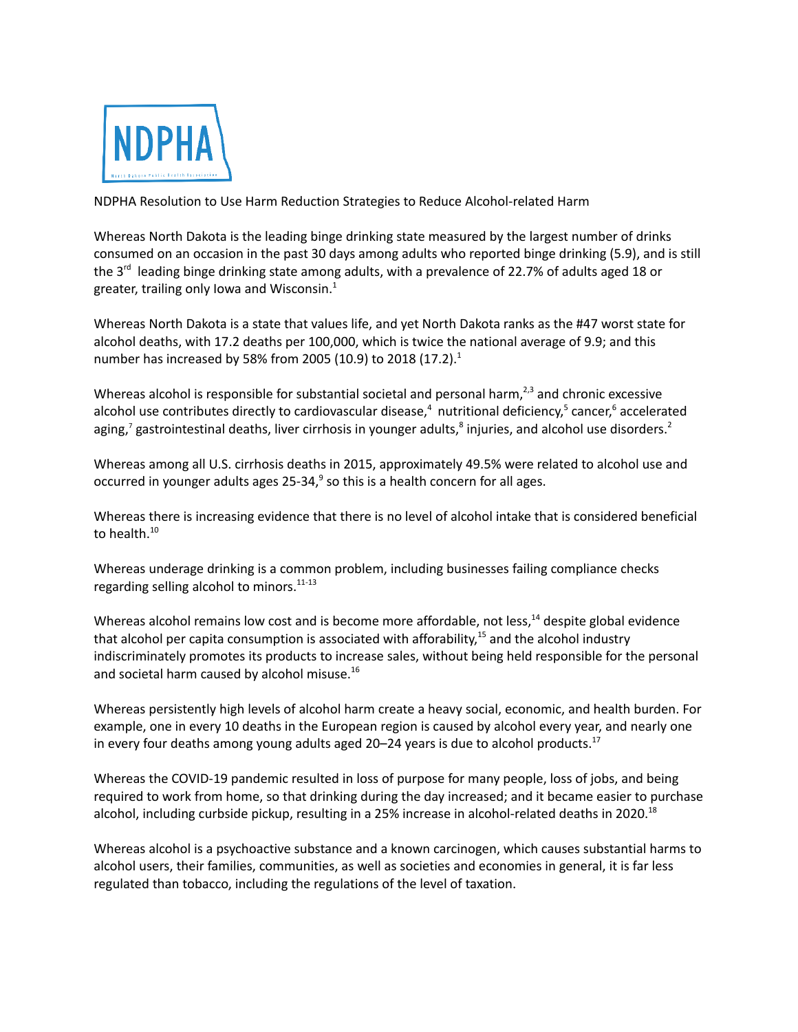NDPHA

NDPHA Resolution to Use Harm Reduction Strategies to Reduce Alcohol-related Harm

Whereas North Dakota is the leading binge drinking state measured by the largest number of drinks consumed on an occasion in the past 30 days among adults who reported binge drinking (5.9), and is still the 3rd leading binge drinking state among adults, with a prevalence of 22.7% of adults aged 18 or greater, trailing only Iowa and Wisconsin.[1]

Whereas North Dakota is a state that values life, and yet North Dakota ranks as the #47 worst state for alcohol deaths, with 17.2 deaths per 100,000, which is twice the national average of 9.9; and this number has increased by 58% from 2005 (10.9) to 2018 (17.2).[1]

Whereas alcohol is responsible for substantial societal and personal harm,[2,3] and chronic excessive alcohol use contributes directly to cardiovascular disease,[4] nutritional deficiency,[5] cancer,[6] accelerated aging,[7] gastrointestinal deaths, liver cirrhosis in younger adults,[8] injuries, and alcohol use disorders.[2]

Whereas among all U.S. cirrhosis deaths in 2015, approximately 49.5% were related to alcohol use and occurred in younger adults ages 25-34,[9] so this is a health concern for all ages.

Whereas there is increasing evidence that there is no level of alcohol intake that is considered beneficial to health.[10]

Whereas underage drinking is a common problem, including businesses failing compliance checks regarding selling alcohol to minors.[11-13]

Whereas alcohol remains low cost and is become more affordable, not less,[14] despite global evidence that alcohol per capita consumption is associated with afforability,[15] and the alcohol industry indiscriminately promotes its products to increase sales, without being held responsible for the personal and societal harm caused by alcohol misuse.[16]

Whereas persistently high levels of alcohol harm create a heavy social, economic, and health burden. For example, one in every 10 deaths in the European region is caused by alcohol every year, and nearly one in every four deaths among young adults aged 20–24 years is due to alcohol products.[17]

Whereas the COVID-19 pandemic resulted in loss of purpose for many people, loss of jobs, and being required to work from home, so that drinking during the day increased; and it became easier to purchase alcohol, including curbside pickup, resulting in a 25% increase in alcohol-related deaths in 2020.[18]

Whereas alcohol is a psychoactive substance and a known carcinogen, which causes substantial harms to alcohol users, their families, communities, as well as societies and economies in general, it is far less regulated than tobacco, including the regulations of the level of taxation.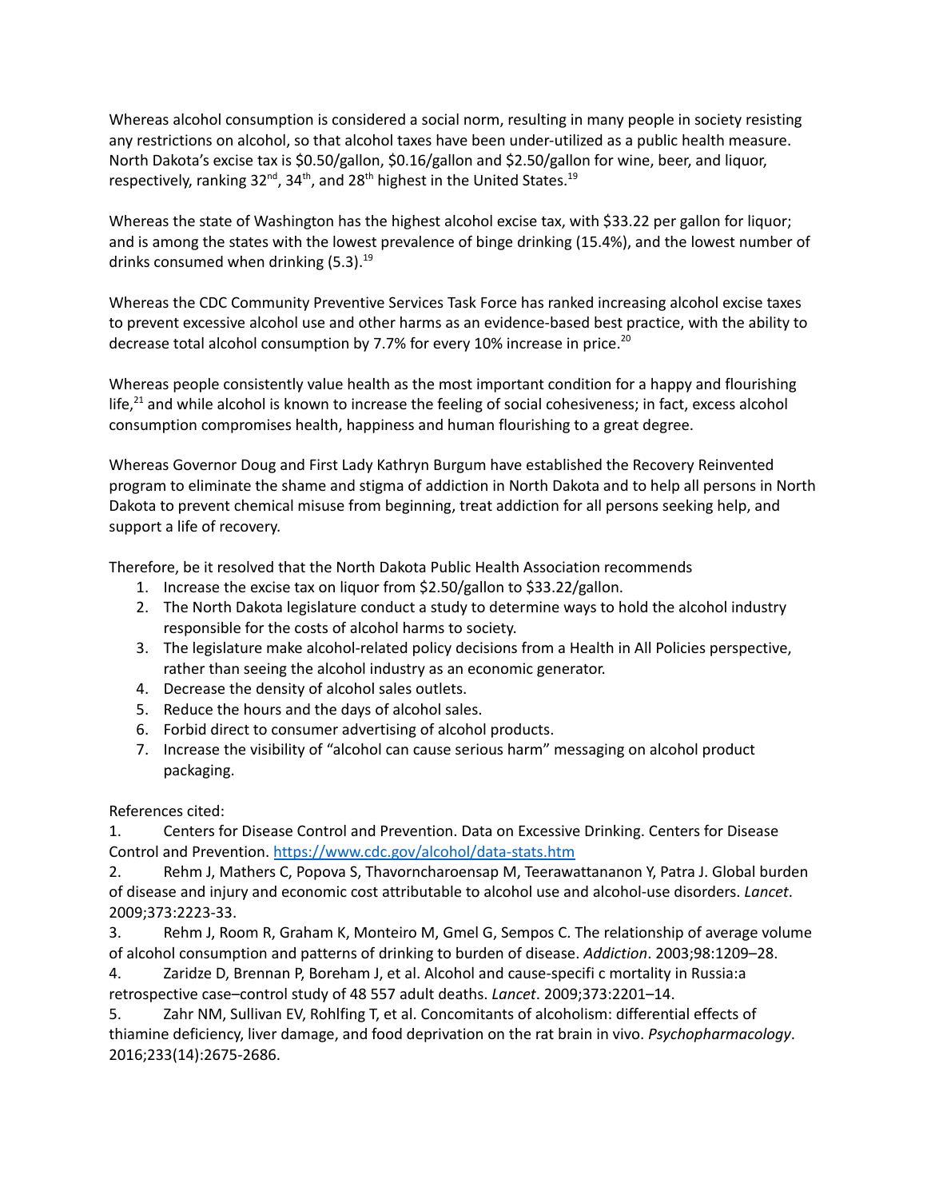Whereas alcohol consumption is considered a social norm, resulting in many people in society resisting any restrictions on alcohol, so that alcohol taxes have been under-utilized as a public health measure. North Dakota's excise tax is $0.50/gallon, $0.16/gallon and $2.50/gallon for wine, beer, and liquor, respectively, ranking 32nd, 34th, and 28th highest in the United States.[19]

Whereas the state of Washington has the highest alcohol excise tax, with $33.22 per gallon for liquor; and is among the states with the lowest prevalence of binge drinking (15.4%), and the lowest number of drinks consumed when drinking (5.3).[19]

Whereas the CDC Community Preventive Services Task Force has ranked increasing alcohol excise taxes to prevent excessive alcohol use and other harms as an evidence-based best practice, with the ability to decrease total alcohol consumption by 7.7% for every 10% increase in price.[20]

Whereas people consistently value health as the most important condition for a happy and flourishing life,[21] and while alcohol is known to increase the feeling of social cohesiveness; in fact, excess alcohol consumption compromises health, happiness and human flourishing to a great degree.

Whereas Governor Doug and First Lady Kathryn Burgum have established the Recovery Reinvented program to eliminate the shame and stigma of addiction in North Dakota and to help all persons in North Dakota to prevent chemical misuse from beginning, treat addiction for all persons seeking help, and support a life of recovery.

Therefore, be it resolved that the North Dakota Public Health Association recommends

1. Increase the excise tax on liquor from $2.50/gallon to $33.22/gallon.
2. The North Dakota legislature conduct a study to determine ways to hold the alcohol industry responsible for the costs of alcohol harms to society.
3. The legislature make alcohol-related policy decisions from a Health in All Policies perspective, rather than seeing the alcohol industry as an economic generator.
4. Decrease the density of alcohol sales outlets.
5. Reduce the hours and the days of alcohol sales.
6. Forbid direct to consumer advertising of alcohol products.
7. Increase the visibility of "alcohol can cause serious harm" messaging on alcohol product packaging.

References cited:

1. Centers for Disease Control and Prevention. Data on Excessive Drinking. Centers for Disease Control and Prevention. https://www.cdc.gov/alcohol/data-stats.htm
2. Rehm J, Mathers C, Popova S, Thavorncharoensap M, Teerawattananon Y, Patra J. Global burden of disease and injury and economic cost attributable to alcohol use and alcohol-use disorders. *Lancet*. 2009;373:2223-33.
3. Rehm J, Room R, Graham K, Monteiro M, Gmel G, Sempos C. The relationship of average volume of alcohol consumption and patterns of drinking to burden of disease. *Addiction*. 2003;98:1209–28.
4. Zaridze D, Brennan P, Boreham J, et al. Alcohol and cause-specifi c mortality in Russia:a retrospective case–control study of 48 557 adult deaths. *Lancet*. 2009;373:2201–14.
5. Zahr NM, Sullivan EV, Rohlfing T, et al. Concomitants of alcoholism: differential effects of thiamine deficiency, liver damage, and food deprivation on the rat brain in vivo. *Psychopharmacology*. 2016;233(14):2675-2686.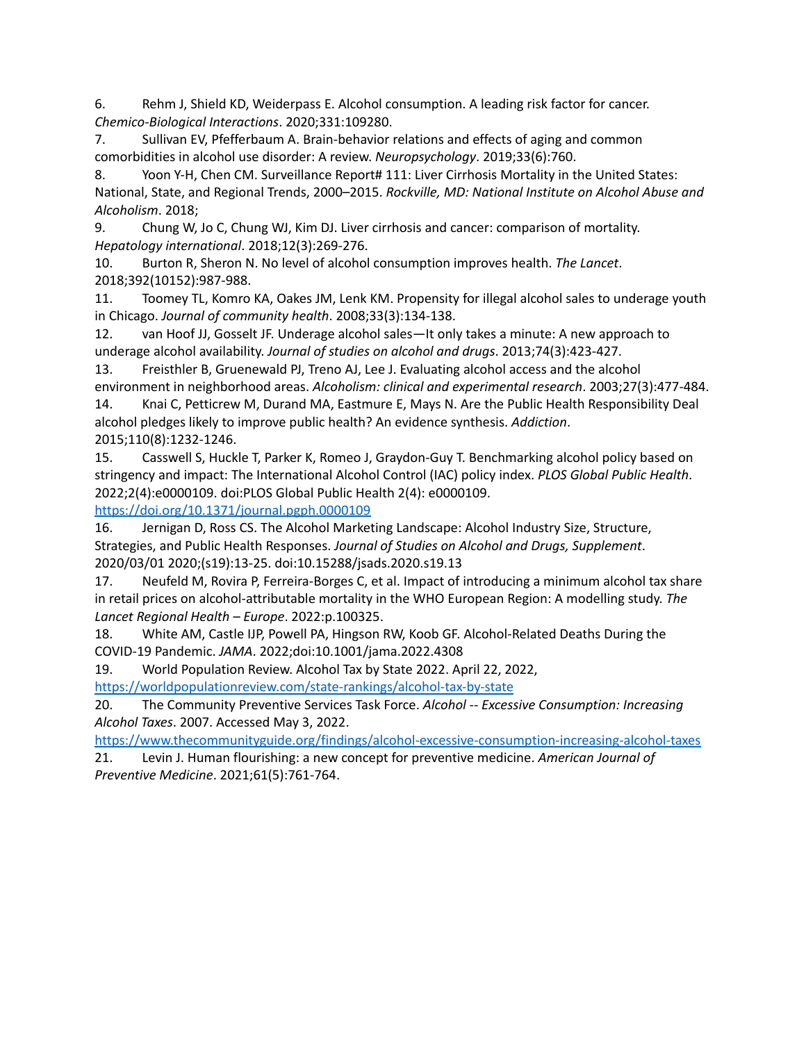6. Rehm J, Shield KD, Weiderpass E. Alcohol consumption. A leading risk factor for cancer. *Chemico-Biological Interactions*. 2020;331:109280.

7. Sullivan EV, Pfefferbaum A. Brain-behavior relations and effects of aging and common comorbidities in alcohol use disorder: A review. *Neuropsychology*. 2019;33(6):760.

8. Yoon Y-H, Chen CM. Surveillance Report# 111: Liver Cirrhosis Mortality in the United States: National, State, and Regional Trends, 2000–2015. *Rockville, MD: National Institute on Alcohol Abuse and Alcoholism*. 2018;

9. Chung W, Jo C, Chung WJ, Kim DJ. Liver cirrhosis and cancer: comparison of mortality. *Hepatology international*. 2018;12(3):269-276.

10. Burton R, Sheron N. No level of alcohol consumption improves health. *The Lancet*. 2018;392(10152):987-988.

11. Toomey TL, Komro KA, Oakes JM, Lenk KM. Propensity for illegal alcohol sales to underage youth in Chicago. *Journal of community health*. 2008;33(3):134-138.

12. van Hoof JJ, Gosselt JF. Underage alcohol sales—It only takes a minute: A new approach to underage alcohol availability. *Journal of studies on alcohol and drugs*. 2013;74(3):423-427.

13. Freisthler B, Gruenewald PJ, Treno AJ, Lee J. Evaluating alcohol access and the alcohol environment in neighborhood areas. *Alcoholism: clinical and experimental research*. 2003;27(3):477-484.

14. Knai C, Petticrew M, Durand MA, Eastmure E, Mays N. Are the Public Health Responsibility Deal alcohol pledges likely to improve public health? An evidence synthesis. *Addiction*. 2015;110(8):1232-1246.

15. Casswell S, Huckle T, Parker K, Romeo J, Graydon-Guy T. Benchmarking alcohol policy based on stringency and impact: The International Alcohol Control (IAC) policy index. *PLOS Global Public Health*. 2022;2(4):e0000109. doi:PLOS Global Public Health 2(4): e0000109. https://doi.org/10.1371/journal.pgph.0000109

16. Jernigan D, Ross CS. The Alcohol Marketing Landscape: Alcohol Industry Size, Structure, Strategies, and Public Health Responses. *Journal of Studies on Alcohol and Drugs, Supplement*. 2020/03/01 2020;(s19):13-25. doi:10.15288/jsads.2020.s19.13

17. Neufeld M, Rovira P, Ferreira-Borges C, et al. Impact of introducing a minimum alcohol tax share in retail prices on alcohol-attributable mortality in the WHO European Region: A modelling study. *The Lancet Regional Health – Europe*. 2022:p.100325.

18. White AM, Castle IJP, Powell PA, Hingson RW, Koob GF. Alcohol-Related Deaths During the COVID-19 Pandemic. *JAMA*. 2022;doi:10.1001/jama.2022.4308

19. World Population Review. Alcohol Tax by State 2022. April 22, 2022, https://worldpopulationreview.com/state-rankings/alcohol-tax-by-state

20. The Community Preventive Services Task Force. *Alcohol -- Excessive Consumption: Increasing Alcohol Taxes*. 2007. Accessed May 3, 2022. https://www.thecommunityguide.org/findings/alcohol-excessive-consumption-increasing-alcohol-taxes

21. Levin J. Human flourishing: a new concept for preventive medicine. *American Journal of Preventive Medicine*. 2021;61(5):761-764.